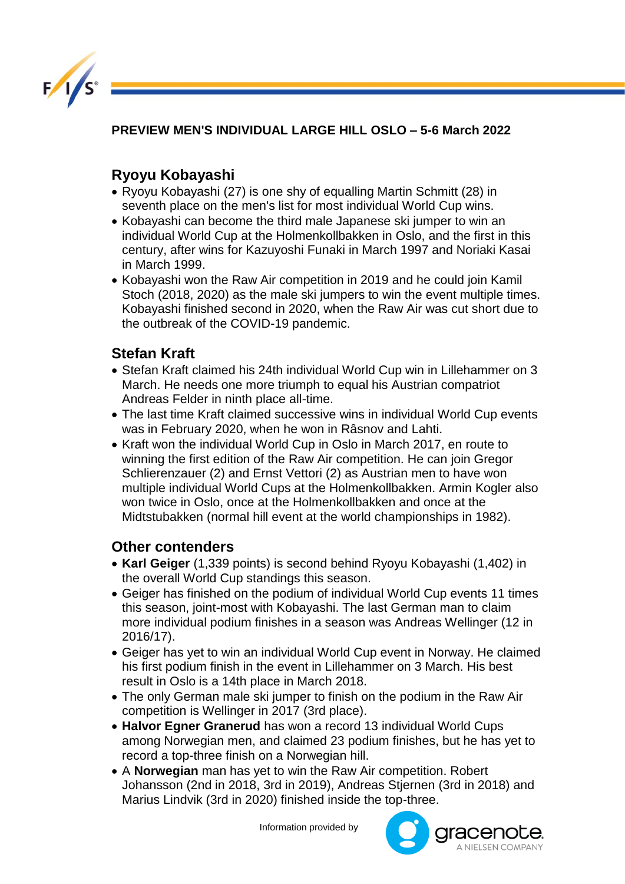**PREVIEW MEN'S INDIVIDUAL LARGE HILL OSLO – 5-6 March 2022**

## Ryoyu Kobayashi

- Ryoyu Kobayashi (27) is one shy of equalling Martin Schmitt (28) in seventh place on the men's list for most individual World Cup wins.
- Kobayashi can become the third male Japanese ski jumper to win an individual World Cup at the Holmenkollbakken in Oslo, and the first in this century, after wins for Kazuyoshi Funaki in March 1997 and Noriaki Kasai in March 1999.
- Kobayashi won the Raw Air competition in 2019 and he could join Kamil Stoch (2018, 2020) as the male ski jumpers to win the event multiple times. Kobayashi finished second in 2020, when the Raw Air was cut short due to the outbreak of the COVID-19 pandemic.

## Stefan Kraft

- Stefan Kraft claimed his 24th individual World Cup win in Lillehammer on 3 March. He needs one more triumph to equal his Austrian compatriot Andreas Felder in ninth place all-time.
- The last time Kraft claimed successive wins in individual World Cup events was in February 2020, when he won in Râsnov and Lahti.
- Kraft won the individual World Cup in Oslo in March 2017, en route to winning the first edition of the Raw Air competition. He can join Gregor Schlierenzauer (2) and Ernst Vettori (2) as Austrian men to have won multiple individual World Cups at the Holmenkollbakken. Armin Kogler also won twice in Oslo, once at the Holmenkollbakken and once at the Midtstubakken (normal hill event at the world championships in 1982).

## Other contenders

- **Karl Geiger** (1,339 points) is second behind Ryoyu Kobayashi (1,402) in the overall World Cup standings this season.
- Geiger has finished on the podium of individual World Cup events 11 times this season, joint-most with Kobayashi. The last German man to claim more individual podium finishes in a season was Andreas Wellinger (12 in 2016/17).
- Geiger has yet to win an individual World Cup event in Norway. He claimed his first podium finish in the event in Lillehammer on 3 March. His best result in Oslo is a 14th place in March 2018.
- The only German male ski jumper to finish on the podium in the Raw Air competition is Wellinger in 2017 (3rd place).
- **Halvor Egner Granerud** has won a record 13 individual World Cups among Norwegian men, and claimed 23 podium finishes, but he has yet to record a top-three finish on a Norwegian hill.
- A **Norwegian** man has yet to win the Raw Air competition. Robert Johansson (2nd in 2018, 3rd in 2019), Andreas Stjernen (3rd in 2018) and Marius Lindvik (3rd in 2020) finished inside the top-three.

Information provided by gracenote. A NIELSEN COMPANY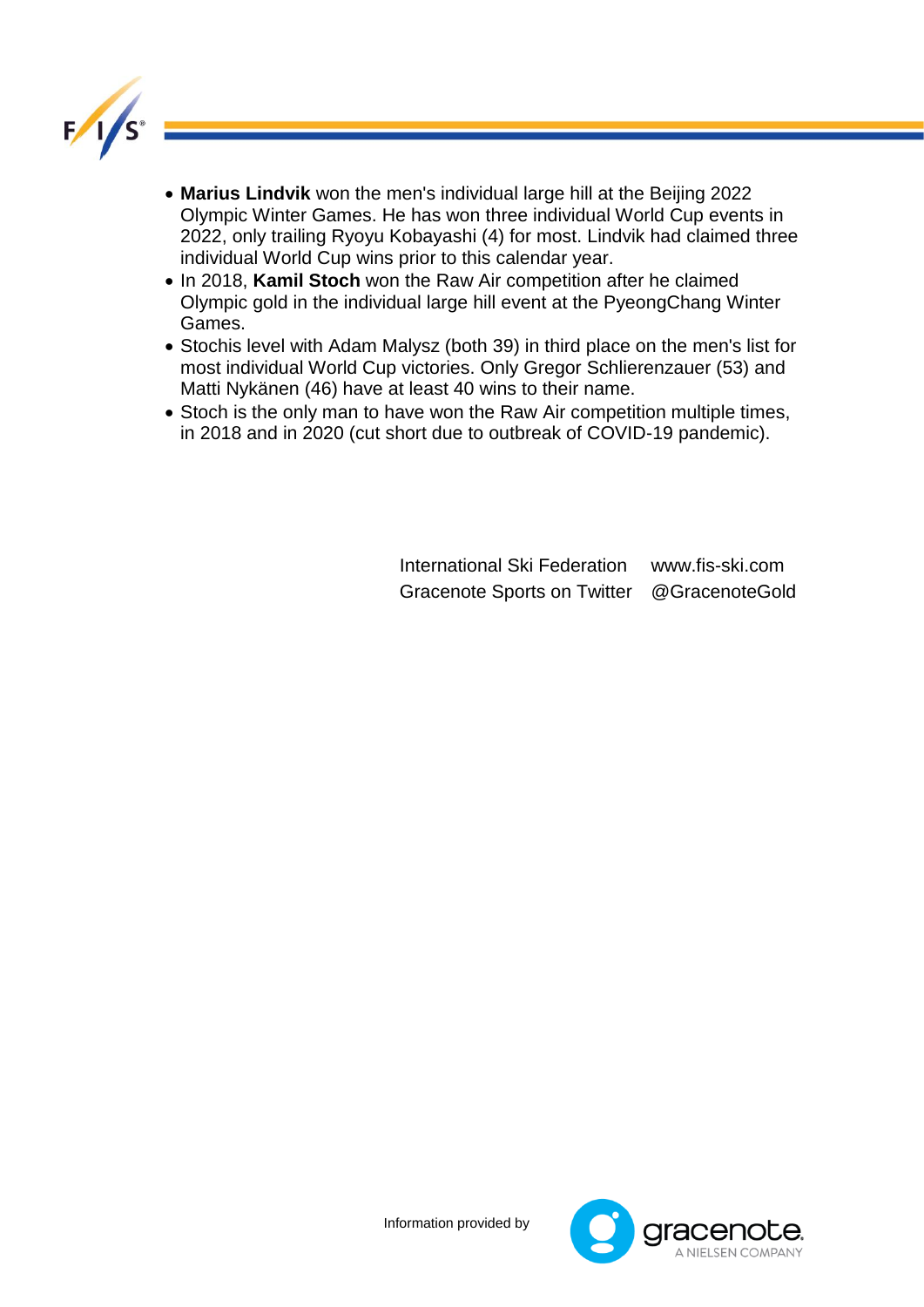- **Marius Lindvik** won the men's individual large hill at the Beijing 2022 Olympic Winter Games. He has won three individual World Cup events in 2022, only trailing Ryoyu Kobayashi (4) for most. Lindvik had claimed three individual World Cup wins prior to this calendar year.
- In 2018, **Kamil Stoch** won the Raw Air competition after he claimed Olympic gold in the individual large hill event at the PyeongChang Winter Games.
- Stochis level with Adam Malysz (both 39) in third place on the men's list for most individual World Cup victories. Only Gregor Schlierenzauer (53) and Matti Nykänen (46) have at least 40 wins to their name.
- Stoch is the only man to have won the Raw Air competition multiple times, in 2018 and in 2020 (cut short due to outbreak of COVID-19 pandemic).

| | |
|---|---|
| International Ski Federation | www.fis-ski.com |
| Gracenote Sports on Twitter | @GracenoteGold |

Information provided by gracenote. A NIELSEN COMPANY